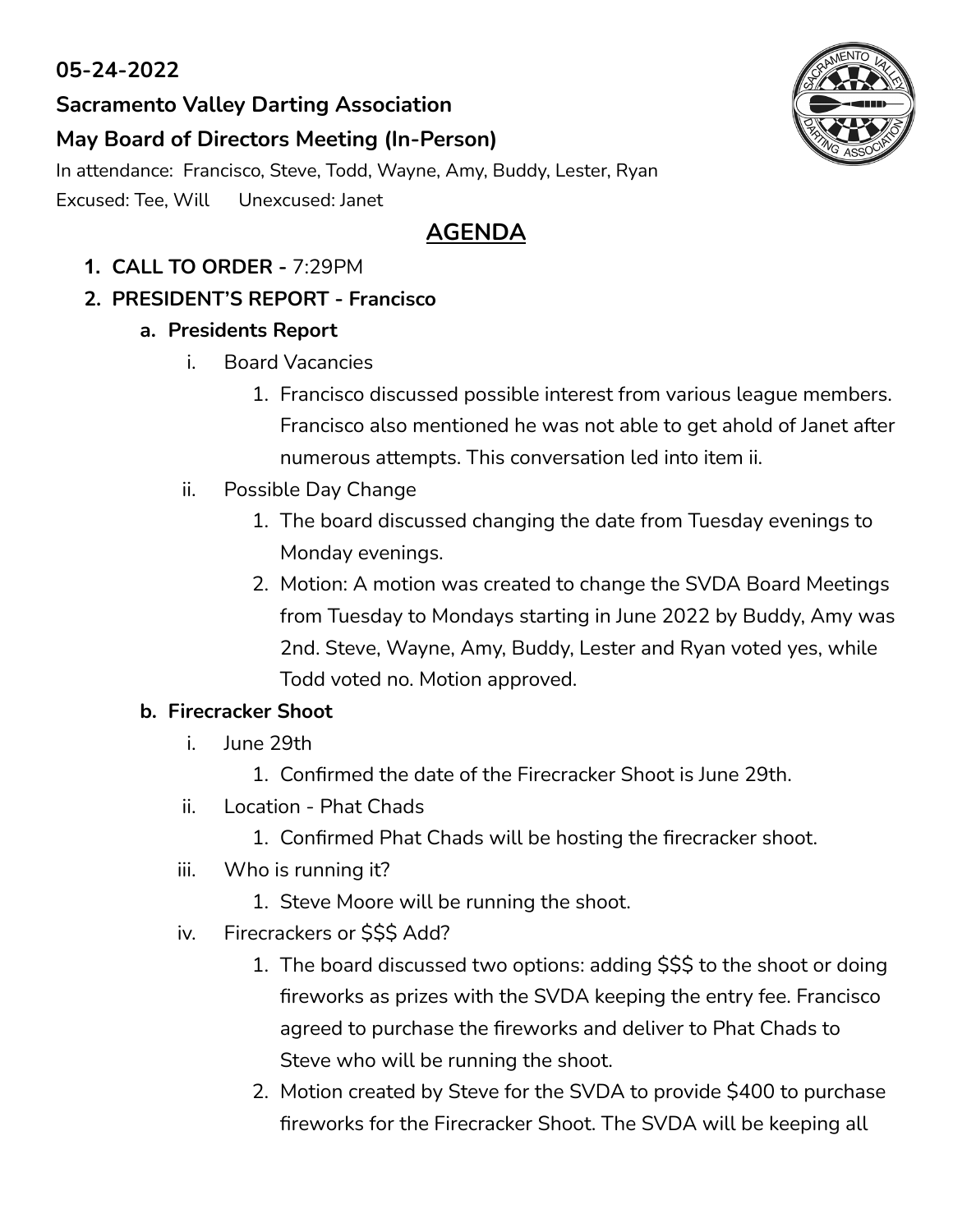**05-24-2022**

**Sacramento Valley Darting Association**

**May Board of Directors Meeting (In-Person)**

In attendance: Francisco, Steve, Todd, Wayne, Amy, Buddy, Lester, Ryan

Excused: Tee, Will Unexcused: Janet

## AGENDA

1. **CALL TO ORDER -** 7:29PM
2. **PRESIDENT'S REPORT - Francisco**
   a. **Presidents Report**
      i. Board Vacancies
         1. Francisco discussed possible interest from various league members. Francisco also mentioned he was not able to get ahold of Janet after numerous attempts. This conversation led into item ii.

      ii. Possible Day Change
         1. The board discussed changing the date from Tuesday evenings to Monday evenings.
         2. Motion: A motion was created to change the SVDA Board Meetings from Tuesday to Mondays starting in June 2022 by Buddy, Amy was 2nd. Steve, Wayne, Amy, Buddy, Lester and Ryan voted yes, while Todd voted no. Motion approved.

   b. **Firecracker Shoot**
      i. June 29th
         1. Confirmed the date of the Firecracker Shoot is June 29th.

      ii. Location - Phat Chads
         1. Confirmed Phat Chads will be hosting the firecracker shoot.

      iii. Who is running it?
         1. Steve Moore will be running the shoot.

      iv. Firecrackers or $$$ Add?
         1. The board discussed two options: adding $$$ to the shoot or doing fireworks as prizes with the SVDA keeping the entry fee. Francisco agreed to purchase the fireworks and deliver to Phat Chads to Steve who will be running the shoot.
         2. Motion created by Steve for the SVDA to provide $400 to purchase fireworks for the Firecracker Shoot. The SVDA will be keeping all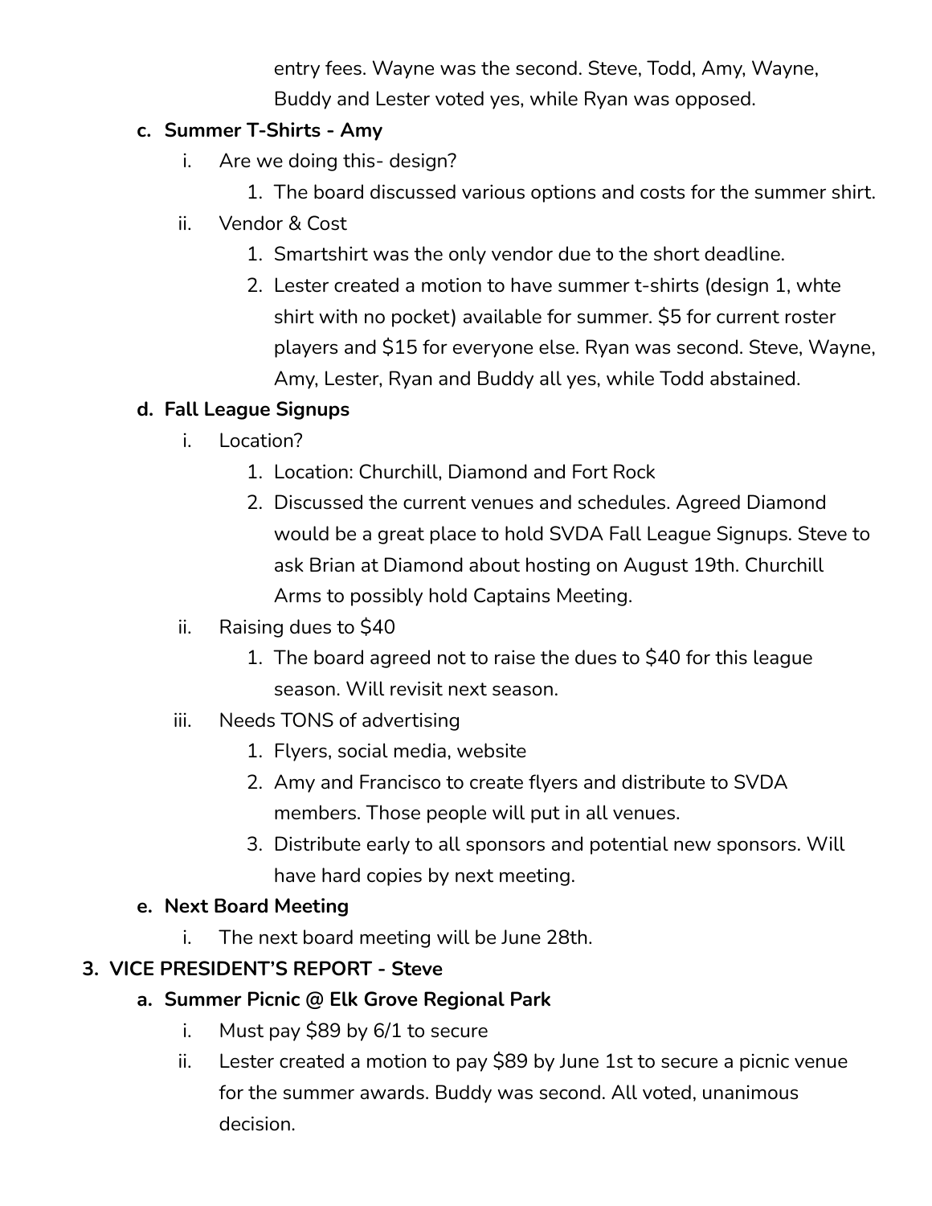entry fees. Wayne was the second. Steve, Todd, Amy, Wayne, Buddy and Lester voted yes, while Ryan was opposed.

c. **Summer T-Shirts - Amy**
   i. Are we doing this- design?
      1. The board discussed various options and costs for the summer shirt.
   ii. Vendor & Cost
      1. Smartshirt was the only vendor due to the short deadline.
      2. Lester created a motion to have summer t-shirts (design 1, whte shirt with no pocket) available for summer. $5 for current roster players and $15 for everyone else. Ryan was second. Steve, Wayne, Amy, Lester, Ryan and Buddy all yes, while Todd abstained.

d. **Fall League Signups**
   i. Location?
      1. Location: Churchill, Diamond and Fort Rock
      2. Discussed the current venues and schedules. Agreed Diamond would be a great place to hold SVDA Fall League Signups. Steve to ask Brian at Diamond about hosting on August 19th. Churchill Arms to possibly hold Captains Meeting.
   ii. Raising dues to $40
      1. The board agreed not to raise the dues to $40 for this league season. Will revisit next season.
   iii. Needs TONS of advertising
      1. Flyers, social media, website
      2. Amy and Francisco to create flyers and distribute to SVDA members. Those people will put in all venues.
      3. Distribute early to all sponsors and potential new sponsors. Will have hard copies by next meeting.

e. **Next Board Meeting**
   i. The next board meeting will be June 28th.

**3. VICE PRESIDENT'S REPORT - Steve**

a. **Summer Picnic @ Elk Grove Regional Park**
   i. Must pay $89 by 6/1 to secure
   ii. Lester created a motion to pay $89 by June 1st to secure a picnic venue for the summer awards. Buddy was second. All voted, unanimous decision.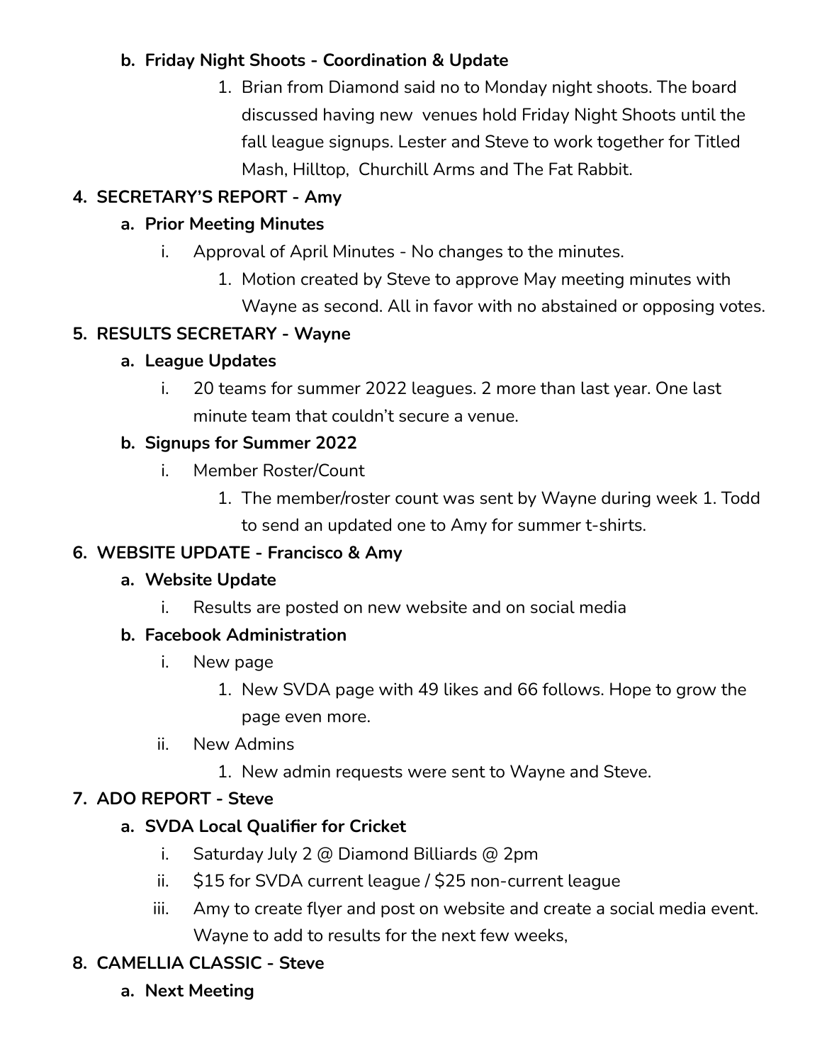b. **Friday Night Shoots - Coordination & Update**
    1. Brian from Diamond said no to Monday night shoots. The board discussed having new venues hold Friday Night Shoots until the fall league signups. Lester and Steve to work together for Titled Mash, Hilltop, Churchill Arms and The Fat Rabbit.

4. **SECRETARY'S REPORT - Amy**
    a. **Prior Meeting Minutes**
        i. Approval of April Minutes - No changes to the minutes.
            1. Motion created by Steve to approve May meeting minutes with Wayne as second. All in favor with no abstained or opposing votes.

5. **RESULTS SECRETARY - Wayne**
    a. **League Updates**
        i. 20 teams for summer 2022 leagues. 2 more than last year. One last minute team that couldn't secure a venue.
    b. **Signups for Summer 2022**
        i. Member Roster/Count
            1. The member/roster count was sent by Wayne during week 1. Todd to send an updated one to Amy for summer t-shirts.

6. **WEBSITE UPDATE - Francisco & Amy**
    a. **Website Update**
        i. Results are posted on new website and on social media
    b. **Facebook Administration**
        i. New page
            1. New SVDA page with 49 likes and 66 follows. Hope to grow the page even more.
        ii. New Admins
            1. New admin requests were sent to Wayne and Steve.

7. **ADO REPORT - Steve**
    a. **SVDA Local Qualifier for Cricket**
        i. Saturday July 2 @ Diamond Billiards @ 2pm
        ii. $15 for SVDA current league / $25 non-current league
        iii. Amy to create flyer and post on website and create a social media event. Wayne to add to results for the next few weeks,

8. **CAMELLIA CLASSIC - Steve**
    a. **Next Meeting**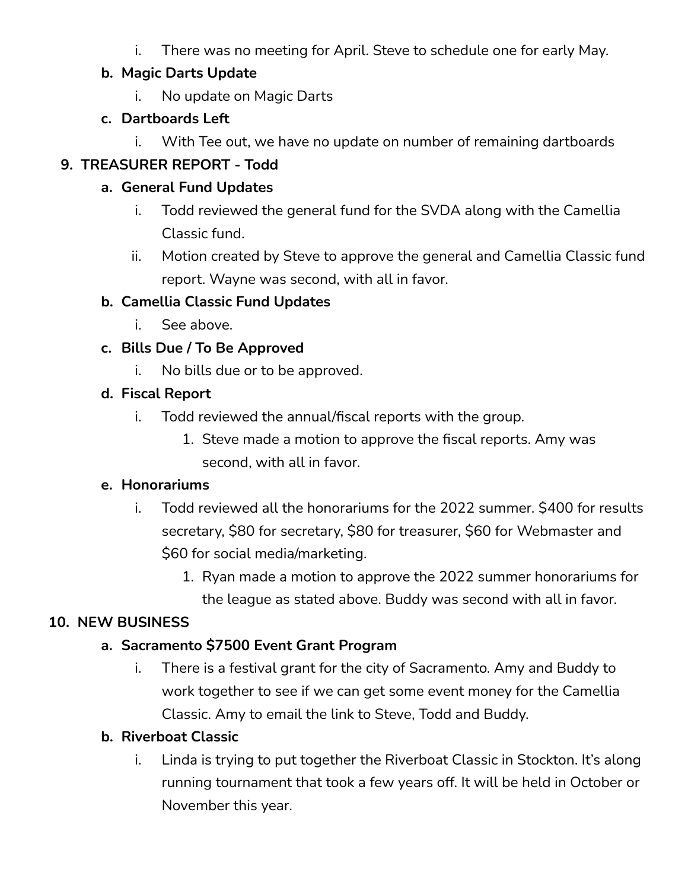i. There was no meeting for April. Steve to schedule one for early May.

b. **Magic Darts Update**

   i. No update on Magic Darts

c. **Dartboards Left**

   i. With Tee out, we have no update on number of remaining dartboards

9. **TREASURER REPORT - Todd**

   a. **General Fund Updates**

      i. Todd reviewed the general fund for the SVDA along with the Camellia Classic fund.

      ii. Motion created by Steve to approve the general and Camellia Classic fund report. Wayne was second, with all in favor.

   b. **Camellia Classic Fund Updates**

      i. See above.

   c. **Bills Due / To Be Approved**

      i. No bills due or to be approved.

   d. **Fiscal Report**

      i. Todd reviewed the annual/fiscal reports with the group.

         1. Steve made a motion to approve the fiscal reports. Amy was second, with all in favor.

   e. **Honorariums**

      i. Todd reviewed all the honorariums for the 2022 summer. $400 for results secretary, $80 for secretary, $80 for treasurer, $60 for Webmaster and $60 for social media/marketing.

         1. Ryan made a motion to approve the 2022 summer honorariums for the league as stated above. Buddy was second with all in favor.

10. **NEW BUSINESS**

    a. **Sacramento $7500 Event Grant Program**

       i. There is a festival grant for the city of Sacramento. Amy and Buddy to work together to see if we can get some event money for the Camellia Classic. Amy to email the link to Steve, Todd and Buddy.

    b. **Riverboat Classic**

       i. Linda is trying to put together the Riverboat Classic in Stockton. It's along running tournament that took a few years off. It will be held in October or November this year.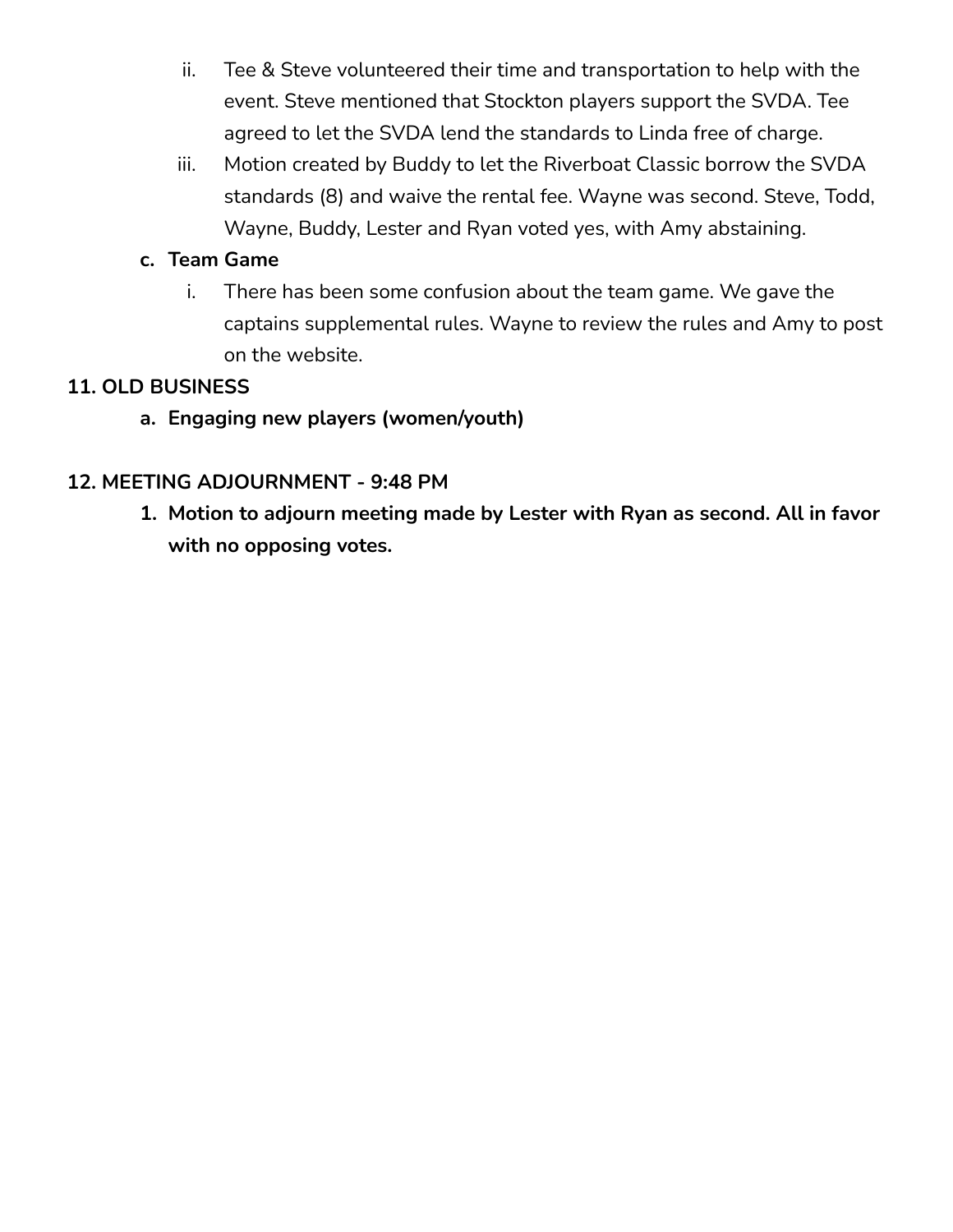ii. Tee & Steve volunteered their time and transportation to help with the event. Steve mentioned that Stockton players support the SVDA. Tee agreed to let the SVDA lend the standards to Linda free of charge.

   iii. Motion created by Buddy to let the Riverboat Classic borrow the SVDA standards (8) and waive the rental fee. Wayne was second. Steve, Todd, Wayne, Buddy, Lester and Ryan voted yes, with Amy abstaining.

**c. Team Game**

   i. There has been some confusion about the team game. We gave the captains supplemental rules. Wayne to review the rules and Amy to post on the website.

**11. OLD BUSINESS**

**a. Engaging new players (women/youth)**

**12. MEETING ADJOURNMENT - 9:48 PM**

1. **Motion to adjourn meeting made by Lester with Ryan as second. All in favor with no opposing votes.**